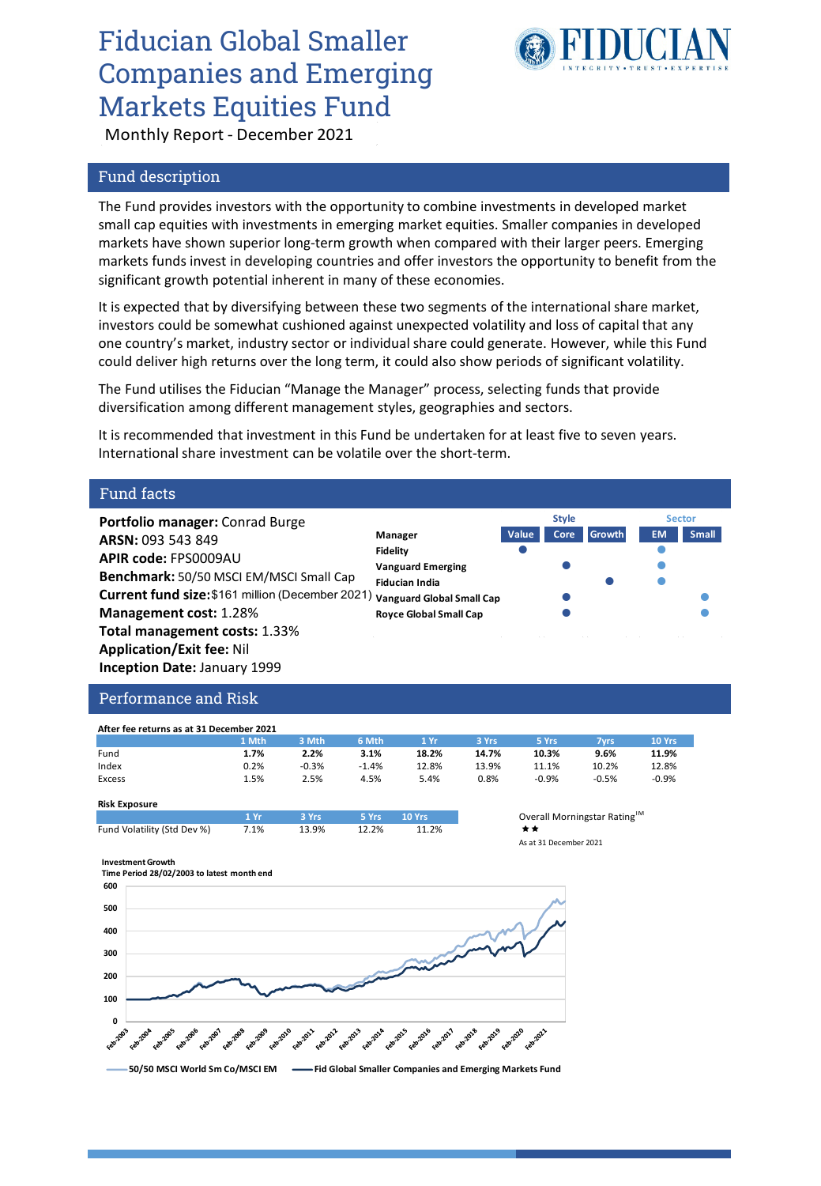# Fiducian Global Smaller Companies and Emerging Markets Equities Fund

Monthly Report - December 2021

## Fund description

The Fund provides investors with the opportunity to combine investments in developed market small cap equities with investments in emerging market equities. Smaller companies in developed markets have shown superior long-term growth when compared with their larger peers. Emerging markets funds invest in developing countries and offer investors the opportunity to benefit from the significant growth potential inherent in many of these economies.

It is expected that by diversifying between these two segments of the international share market, investors could be somewhat cushioned against unexpected volatility and loss of capital that any one country's market, industry sector or individual share could generate. However, while this Fund could deliver high returns over the long term, it could also show periods of significant volatility.

The Fund utilises the Fiducian "Manage the Manager" process, selecting funds that provide diversification among different management styles, geographies and sectors.

It is recommended that investment in this Fund be undertaken for at least five to seven years. International share investment can be volatile over the short-term.

## Fund facts

**Portfolio manager:** Conrad Burge
**ARSN:** 093 543 849
**APIR code:** FPS0009AU
**Benchmark:** 50/50 MSCI EM/MSCI Small Cap
**Current fund size:** $161 million (December 2021)
**Management cost:** 1.28%
**Total management costs:** 1.33%
**Application/Exit fee:** Nil
**Inception Date:** January 1999

| Manager | Style: Value | Style: Core | Style: Growth | Sector: EM | Sector: Small |
|---|---|---|---|---|---|
| Fidelity | ● | | | ● | |
| Vanguard Emerging | | ● | | ● | |
| Fiducian India | | | ● | ● | |
| Vanguard Global Small Cap | | ● | | | ● |
| Royce Global Small Cap | | ● | | | ● |

## Performance and Risk

**After fee returns as at 31 December 2021**

| | 1 Mth | 3 Mth | 6 Mth | 1 Yr | 3 Yrs | 5 Yrs | 7yrs | 10 Yrs |
|---|---|---|---|---|---|---|---|---|
| Fund | **1.7%** | **2.2%** | **3.1%** | **18.2%** | **14.7%** | **10.3%** | **9.6%** | **11.9%** |
| Index | 0.2% | -0.3% | -1.4% | 12.8% | 13.9% | 11.1% | 10.2% | 12.8% |
| Excess | 1.5% | 2.5% | 4.5% | 5.4% | 0.8% | -0.9% | -0.5% | -0.9% |

**Risk Exposure**

| | 1 Yr | 3 Yrs | 5 Yrs | 10 Yrs |
|---|---|---|---|---|
| Fund Volatility (Std Dev %) | 7.1% | 13.9% | 12.2% | 11.2% |

Overall Morningstar Rating™
★★
As at 31 December 2021

**Investment Growth**
**Time Period 28/02/2003 to latest month end**

Legend: 50/50 MSCI World Sm Co/MSCI EM; Fid Global Smaller Companies and Emerging Markets Fund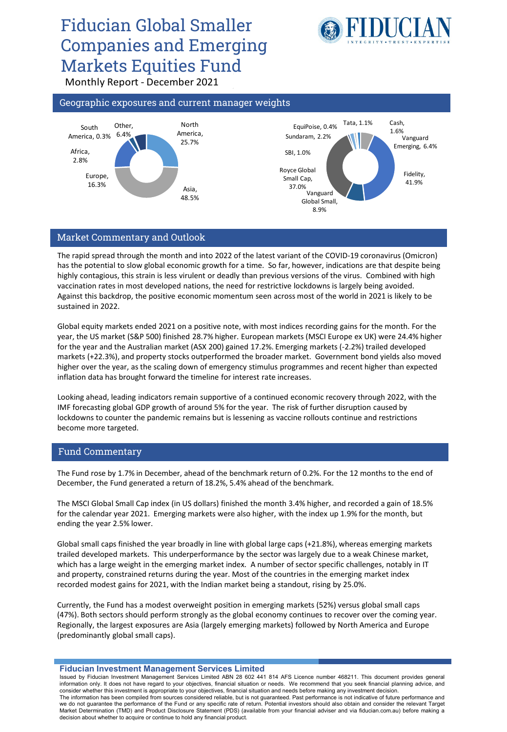# Fiducian Global Smaller Companies and Emerging Markets Equities Fund

Monthly Report - December 2021

## Geographic exposures and current manager weights

South America, 0.3%
Other, 6.4%
North America, 25.7%
Africa, 2.8%
Europe, 16.3%
Asia, 48.5%

EquiPoise, 0.4%
Tata, 1.1%
Cash, 1.6%
Sundaram, 2.2%
Vanguard Emerging, 6.4%
SBI, 1.0%
Royce Global Small Cap, 37.0%
Fidelity, 41.9%
Vanguard Global Small, 8.9%

## Market Commentary and Outlook

The rapid spread through the month and into 2022 of the latest variant of the COVID-19 coronavirus (Omicron) has the potential to slow global economic growth for a time. So far, however, indications are that despite being highly contagious, this strain is less virulent or deadly than previous versions of the virus. Combined with high vaccination rates in most developed nations, the need for restrictive lockdowns is largely being avoided. Against this backdrop, the positive economic momentum seen across most of the world in 2021 is likely to be sustained in 2022.

Global equity markets ended 2021 on a positive note, with most indices recording gains for the month. For the year, the US market (S&P 500) finished 28.7% higher. European markets (MSCI Europe ex UK) were 24.4% higher for the year and the Australian market (ASX 200) gained 17.2%. Emerging markets (-2.2%) trailed developed markets (+22.3%), and property stocks outperformed the broader market. Government bond yields also moved higher over the year, as the scaling down of emergency stimulus programmes and recent higher than expected inflation data has brought forward the timeline for interest rate increases.

Looking ahead, leading indicators remain supportive of a continued economic recovery through 2022, with the IMF forecasting global GDP growth of around 5% for the year. The risk of further disruption caused by lockdowns to counter the pandemic remains but is lessening as vaccine rollouts continue and restrictions become more targeted.

## Fund Commentary

The Fund rose by 1.7% in December, ahead of the benchmark return of 0.2%. For the 12 months to the end of December, the Fund generated a return of 18.2%, 5.4% ahead of the benchmark.

The MSCI Global Small Cap index (in US dollars) finished the month 3.4% higher, and recorded a gain of 18.5% for the calendar year 2021. Emerging markets were also higher, with the index up 1.9% for the month, but ending the year 2.5% lower.

Global small caps finished the year broadly in line with global large caps (+21.8%), whereas emerging markets trailed developed markets. This underperformance by the sector was largely due to a weak Chinese market, which has a large weight in the emerging market index. A number of sector specific challenges, notably in IT and property, constrained returns during the year. Most of the countries in the emerging market index recorded modest gains for 2021, with the Indian market being a standout, rising by 25.0%.

Currently, the Fund has a modest overweight position in emerging markets (52%) versus global small caps (47%). Both sectors should perform strongly as the global economy continues to recover over the coming year. Regionally, the largest exposures are Asia (largely emerging markets) followed by North America and Europe (predominantly global small caps).

**Fiducian Investment Management Services Limited**

Issued by Fiducian Investment Management Services Limited ABN 28 602 441 814 AFS Licence number 468211. This document provides general information only. It does not have regard to your objectives, financial situation or needs. We recommend that you seek financial planning advice, and consider whether this investment is appropriate to your objectives, financial situation and needs before making any investment decision.
The information has been compiled from sources considered reliable, but is not guaranteed. Past performance is not indicative of future performance and we do not guarantee the performance of the Fund or any specific rate of return. Potential investors should also obtain and consider the relevant Target Market Determination (TMD) and Product Disclosure Statement (PDS) (available from your financial adviser and via fiducian.com.au) before making a decision about whether to acquire or continue to hold any financial product.